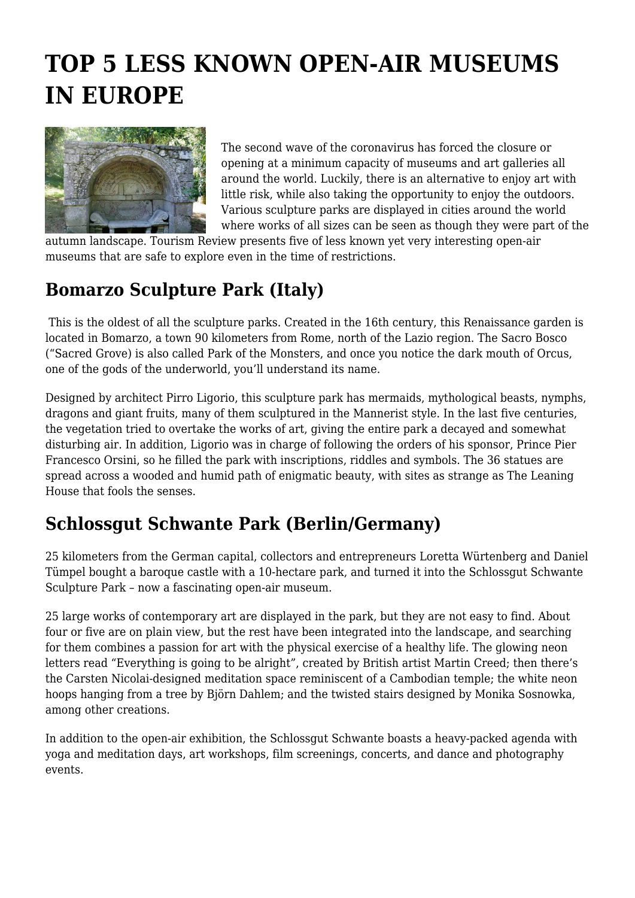# TOP 5 LESS KNOWN OPEN-AIR MUSEUMS IN EUROPE

The second wave of the coronavirus has forced the closure or opening at a minimum capacity of museums and art galleries all around the world. Luckily, there is an alternative to enjoy art with little risk, while also taking the opportunity to enjoy the outdoors. Various sculpture parks are displayed in cities around the world where works of all sizes can be seen as though they were part of the autumn landscape. Tourism Review presents five of less known yet very interesting open-air museums that are safe to explore even in the time of restrictions.

## Bomarzo Sculpture Park (Italy)

This is the oldest of all the sculpture parks. Created in the 16th century, this Renaissance garden is located in Bomarzo, a town 90 kilometers from Rome, north of the Lazio region. The Sacro Bosco ("Sacred Grove) is also called Park of the Monsters, and once you notice the dark mouth of Orcus, one of the gods of the underworld, you'll understand its name.

Designed by architect Pirro Ligorio, this sculpture park has mermaids, mythological beasts, nymphs, dragons and giant fruits, many of them sculptured in the Mannerist style. In the last five centuries, the vegetation tried to overtake the works of art, giving the entire park a decayed and somewhat disturbing air. In addition, Ligorio was in charge of following the orders of his sponsor, Prince Pier Francesco Orsini, so he filled the park with inscriptions, riddles and symbols. The 36 statues are spread across a wooded and humid path of enigmatic beauty, with sites as strange as The Leaning House that fools the senses.

## Schlossgut Schwante Park (Berlin/Germany)

25 kilometers from the German capital, collectors and entrepreneurs Loretta Würtenberg and Daniel Tümpel bought a baroque castle with a 10-hectare park, and turned it into the Schlossgut Schwante Sculpture Park – now a fascinating open-air museum.

25 large works of contemporary art are displayed in the park, but they are not easy to find. About four or five are on plain view, but the rest have been integrated into the landscape, and searching for them combines a passion for art with the physical exercise of a healthy life. The glowing neon letters read "Everything is going to be alright", created by British artist Martin Creed; then there's the Carsten Nicolai-designed meditation space reminiscent of a Cambodian temple; the white neon hoops hanging from a tree by Björn Dahlem; and the twisted stairs designed by Monika Sosnowka, among other creations.

In addition to the open-air exhibition, the Schlossgut Schwante boasts a heavy-packed agenda with yoga and meditation days, art workshops, film screenings, concerts, and dance and photography events.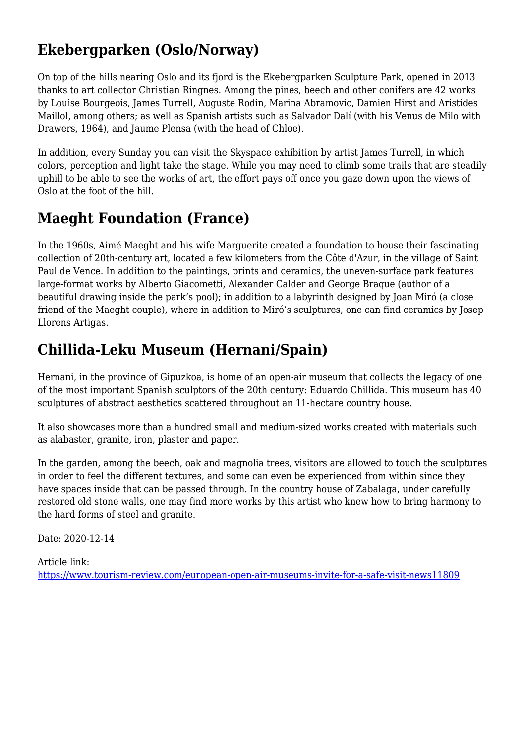## Ekebergparken (Oslo/Norway)

On top of the hills nearing Oslo and its fjord is the Ekebergparken Sculpture Park, opened in 2013 thanks to art collector Christian Ringnes. Among the pines, beech and other conifers are 42 works by Louise Bourgeois, James Turrell, Auguste Rodin, Marina Abramovic, Damien Hirst and Aristides Maillol, among others; as well as Spanish artists such as Salvador Dalí (with his Venus de Milo with Drawers, 1964), and Jaume Plensa (with the head of Chloe).

In addition, every Sunday you can visit the Skyspace exhibition by artist James Turrell, in which colors, perception and light take the stage. While you may need to climb some trails that are steadily uphill to be able to see the works of art, the effort pays off once you gaze down upon the views of Oslo at the foot of the hill.

## Maeght Foundation (France)

In the 1960s, Aimé Maeght and his wife Marguerite created a foundation to house their fascinating collection of 20th-century art, located a few kilometers from the Côte d'Azur, in the village of Saint Paul de Vence. In addition to the paintings, prints and ceramics, the uneven-surface park features large-format works by Alberto Giacometti, Alexander Calder and George Braque (author of a beautiful drawing inside the park's pool); in addition to a labyrinth designed by Joan Miró (a close friend of the Maeght couple), where in addition to Miró's sculptures, one can find ceramics by Josep Llorens Artigas.

## Chillida-Leku Museum (Hernani/Spain)

Hernani, in the province of Gipuzkoa, is home of an open-air museum that collects the legacy of one of the most important Spanish sculptors of the 20th century: Eduardo Chillida. This museum has 40 sculptures of abstract aesthetics scattered throughout an 11-hectare country house.

It also showcases more than a hundred small and medium-sized works created with materials such as alabaster, granite, iron, plaster and paper.

In the garden, among the beech, oak and magnolia trees, visitors are allowed to touch the sculptures in order to feel the different textures, and some can even be experienced from within since they have spaces inside that can be passed through. In the country house of Zabalaga, under carefully restored old stone walls, one may find more works by this artist who knew how to bring harmony to the hard forms of steel and granite.

Date: 2020-12-14

Article link:
https://www.tourism-review.com/european-open-air-museums-invite-for-a-safe-visit-news11809